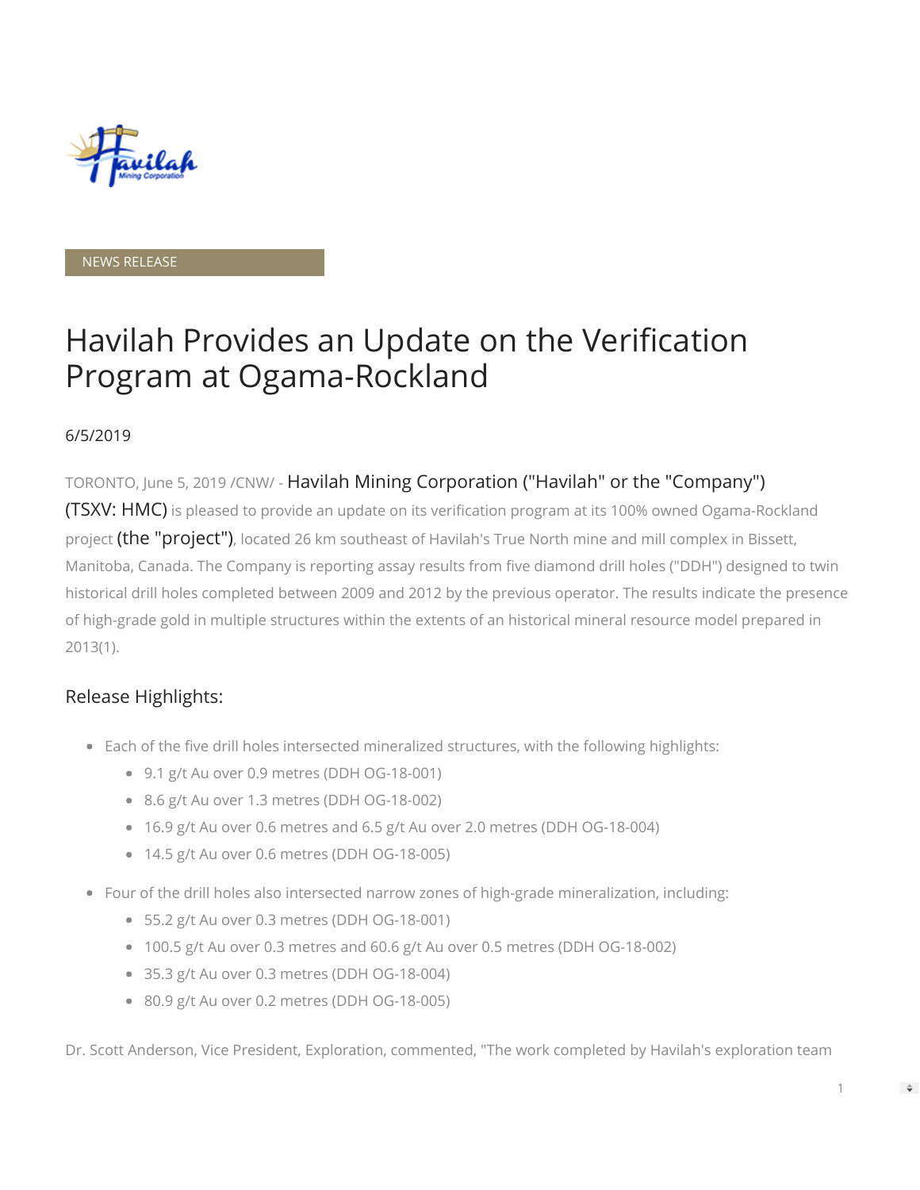NEWS RELEASE

# Havilah Provides an Update on the Verification Program at Ogama-Rockland

6/5/2019

TORONTO, June 5, 2019 /CNW/ - Havilah Mining Corporation ("Havilah" or the "Company") (TSXV: HMC) is pleased to provide an update on its verification program at its 100% owned Ogama-Rockland project (the "project"), located 26 km southeast of Havilah's True North mine and mill complex in Bissett, Manitoba, Canada. The Company is reporting assay results from five diamond drill holes ("DDH") designed to twin historical drill holes completed between 2009 and 2012 by the previous operator. The results indicate the presence of high-grade gold in multiple structures within the extents of an historical mineral resource model prepared in 2013(1).

## Release Highlights:

- Each of the five drill holes intersected mineralized structures, with the following highlights:
  - 9.1 g/t Au over 0.9 metres (DDH OG-18-001)
  - 8.6 g/t Au over 1.3 metres (DDH OG-18-002)
  - 16.9 g/t Au over 0.6 metres and 6.5 g/t Au over 2.0 metres (DDH OG-18-004)
  - 14.5 g/t Au over 0.6 metres (DDH OG-18-005)
- Four of the drill holes also intersected narrow zones of high-grade mineralization, including:
  - 55.2 g/t Au over 0.3 metres (DDH OG-18-001)
  - 100.5 g/t Au over 0.3 metres and 60.6 g/t Au over 0.5 metres (DDH OG-18-002)
  - 35.3 g/t Au over 0.3 metres (DDH OG-18-004)
  - 80.9 g/t Au over 0.2 metres (DDH OG-18-005)

Dr. Scott Anderson, Vice President, Exploration, commented, "The work completed by Havilah's exploration team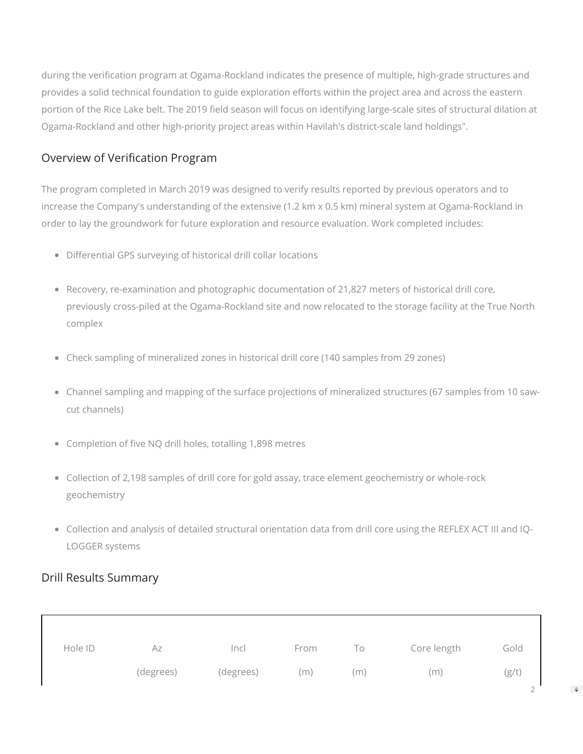during the verification program at Ogama-Rockland indicates the presence of multiple, high-grade structures and provides a solid technical foundation to guide exploration efforts within the project area and across the eastern portion of the Rice Lake belt. The 2019 field season will focus on identifying large-scale sites of structural dilation at Ogama-Rockland and other high-priority project areas within Havilah's district-scale land holdings".

## Overview of Verification Program

The program completed in March 2019 was designed to verify results reported by previous operators and to increase the Company's understanding of the extensive (1.2 km x 0.5 km) mineral system at Ogama-Rockland in order to lay the groundwork for future exploration and resource evaluation. Work completed includes:

- Differential GPS surveying of historical drill collar locations
- Recovery, re-examination and photographic documentation of 21,827 meters of historical drill core, previously cross-piled at the Ogama-Rockland site and now relocated to the storage facility at the True North complex
- Check sampling of mineralized zones in historical drill core (140 samples from 29 zones)
- Channel sampling and mapping of the surface projections of mineralized structures (67 samples from 10 saw-cut channels)
- Completion of five NQ drill holes, totalling 1,898 metres
- Collection of 2,198 samples of drill core for gold assay, trace element geochemistry or whole-rock geochemistry
- Collection and analysis of detailed structural orientation data from drill core using the REFLEX ACT III and IQ-LOGGER systems

## Drill Results Summary

| Hole ID | Az (degrees) | Incl (degrees) | From (m) | To (m) | Core length (m) | Gold (g/t) |
|---|---|---|---|---|---|---|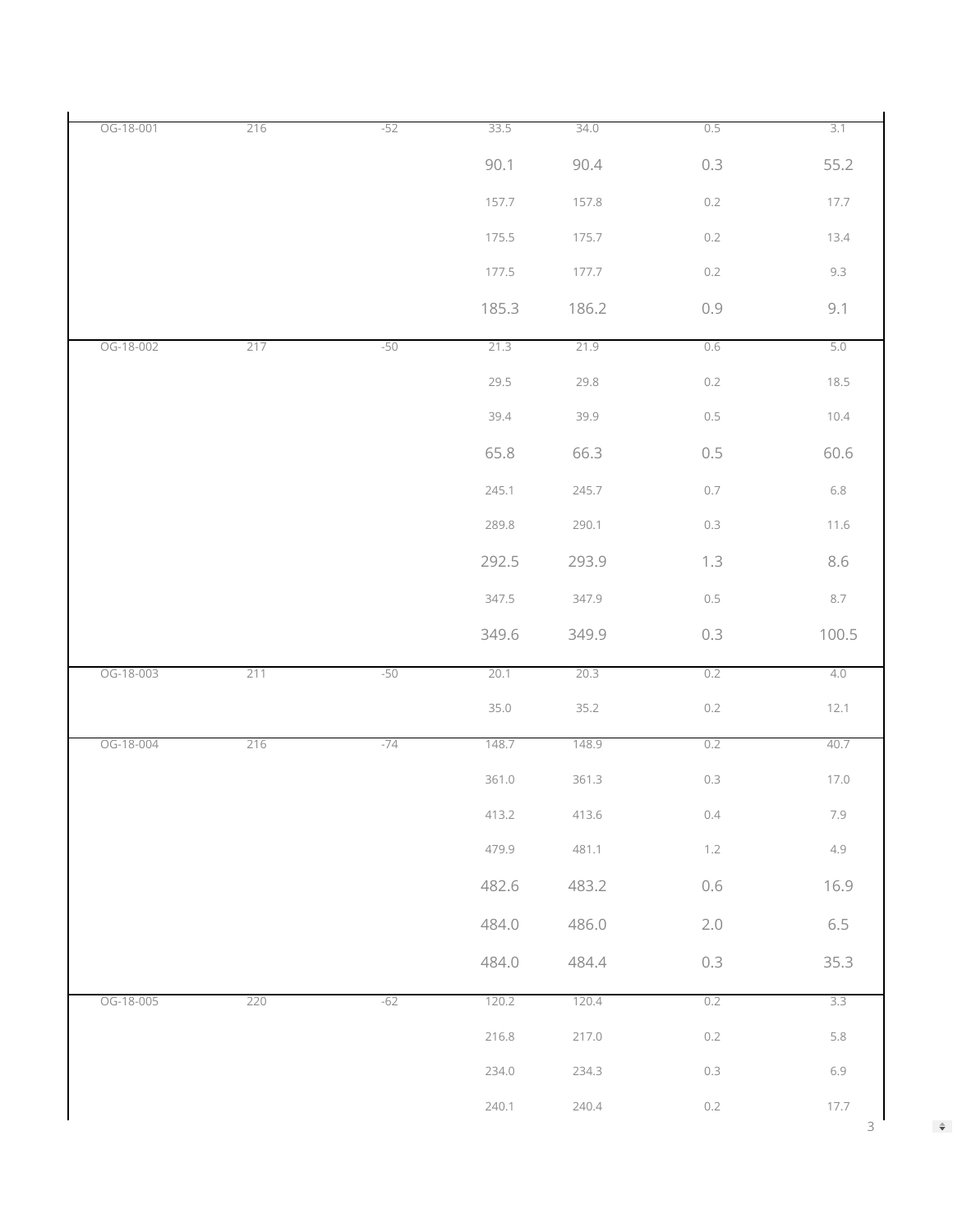| | | | | | | |
|---|---|---|---|---|---|---|
| OG-18-001 | 216 | -52 | 33.5 | 34.0 | 0.5 | 3.1 |
| | | | 90.1 | 90.4 | 0.3 | 55.2 |
| | | | 157.7 | 157.8 | 0.2 | 17.7 |
| | | | 175.5 | 175.7 | 0.2 | 13.4 |
| | | | 177.5 | 177.7 | 0.2 | 9.3 |
| | | | 185.3 | 186.2 | 0.9 | 9.1 |
| OG-18-002 | 217 | -50 | 21.3 | 21.9 | 0.6 | 5.0 |
| | | | 29.5 | 29.8 | 0.2 | 18.5 |
| | | | 39.4 | 39.9 | 0.5 | 10.4 |
| | | | 65.8 | 66.3 | 0.5 | 60.6 |
| | | | 245.1 | 245.7 | 0.7 | 6.8 |
| | | | 289.8 | 290.1 | 0.3 | 11.6 |
| | | | 292.5 | 293.9 | 1.3 | 8.6 |
| | | | 347.5 | 347.9 | 0.5 | 8.7 |
| | | | 349.6 | 349.9 | 0.3 | 100.5 |
| OG-18-003 | 211 | -50 | 20.1 | 20.3 | 0.2 | 4.0 |
| | | | 35.0 | 35.2 | 0.2 | 12.1 |
| OG-18-004 | 216 | -74 | 148.7 | 148.9 | 0.2 | 40.7 |
| | | | 361.0 | 361.3 | 0.3 | 17.0 |
| | | | 413.2 | 413.6 | 0.4 | 7.9 |
| | | | 479.9 | 481.1 | 1.2 | 4.9 |
| | | | 482.6 | 483.2 | 0.6 | 16.9 |
| | | | 484.0 | 486.0 | 2.0 | 6.5 |
| | | | 484.0 | 484.4 | 0.3 | 35.3 |
| OG-18-005 | 220 | -62 | 120.2 | 120.4 | 0.2 | 3.3 |
| | | | 216.8 | 217.0 | 0.2 | 5.8 |
| | | | 234.0 | 234.3 | 0.3 | 6.9 |
| | | | 240.1 | 240.4 | 0.2 | 17.7 |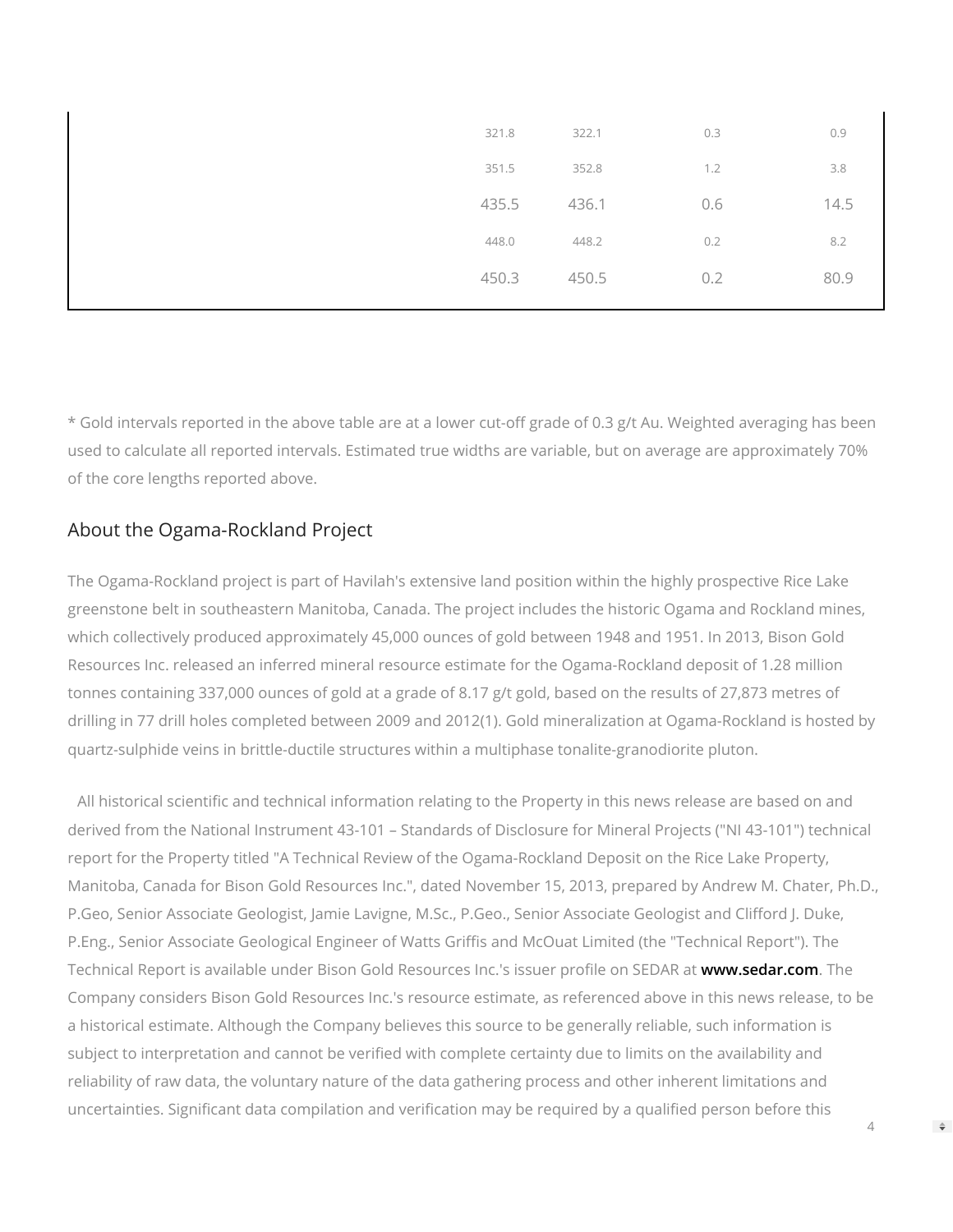| | | | | |
|---|---|---|---|---|
| | 321.8 | 322.1 | 0.3 | 0.9 |
| | 351.5 | 352.8 | 1.2 | 3.8 |
| | 435.5 | 436.1 | 0.6 | 14.5 |
| | 448.0 | 448.2 | 0.2 | 8.2 |
| | 450.3 | 450.5 | 0.2 | 80.9 |

* Gold intervals reported in the above table are at a lower cut-off grade of 0.3 g/t Au. Weighted averaging has been used to calculate all reported intervals. Estimated true widths are variable, but on average are approximately 70% of the core lengths reported above.

## About the Ogama-Rockland Project

The Ogama-Rockland project is part of Havilah's extensive land position within the highly prospective Rice Lake greenstone belt in southeastern Manitoba, Canada. The project includes the historic Ogama and Rockland mines, which collectively produced approximately 45,000 ounces of gold between 1948 and 1951. In 2013, Bison Gold Resources Inc. released an inferred mineral resource estimate for the Ogama-Rockland deposit of 1.28 million tonnes containing 337,000 ounces of gold at a grade of 8.17 g/t gold, based on the results of 27,873 metres of drilling in 77 drill holes completed between 2009 and 2012(1). Gold mineralization at Ogama-Rockland is hosted by quartz-sulphide veins in brittle-ductile structures within a multiphase tonalite-granodiorite pluton.

All historical scientific and technical information relating to the Property in this news release are based on and derived from the National Instrument 43-101 – Standards of Disclosure for Mineral Projects ("NI 43-101") technical report for the Property titled "A Technical Review of the Ogama-Rockland Deposit on the Rice Lake Property, Manitoba, Canada for Bison Gold Resources Inc.", dated November 15, 2013, prepared by Andrew M. Chater, Ph.D., P.Geo, Senior Associate Geologist, Jamie Lavigne, M.Sc., P.Geo., Senior Associate Geologist and Clifford J. Duke, P.Eng., Senior Associate Geological Engineer of Watts Griffis and McOuat Limited (the "Technical Report"). The Technical Report is available under Bison Gold Resources Inc.'s issuer profile on SEDAR at **www.sedar.com**. The Company considers Bison Gold Resources Inc.'s resource estimate, as referenced above in this news release, to be a historical estimate. Although the Company believes this source to be generally reliable, such information is subject to interpretation and cannot be verified with complete certainty due to limits on the availability and reliability of raw data, the voluntary nature of the data gathering process and other inherent limitations and uncertainties. Significant data compilation and verification may be required by a qualified person before this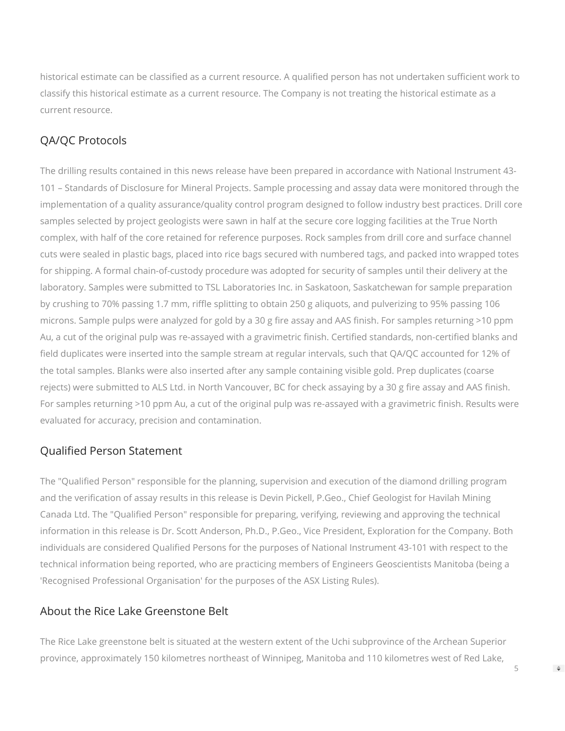historical estimate can be classified as a current resource. A qualified person has not undertaken sufficient work to classify this historical estimate as a current resource. The Company is not treating the historical estimate as a current resource.

## QA/QC Protocols

The drilling results contained in this news release have been prepared in accordance with National Instrument 43-101 – Standards of Disclosure for Mineral Projects. Sample processing and assay data were monitored through the implementation of a quality assurance/quality control program designed to follow industry best practices. Drill core samples selected by project geologists were sawn in half at the secure core logging facilities at the True North complex, with half of the core retained for reference purposes. Rock samples from drill core and surface channel cuts were sealed in plastic bags, placed into rice bags secured with numbered tags, and packed into wrapped totes for shipping. A formal chain-of-custody procedure was adopted for security of samples until their delivery at the laboratory. Samples were submitted to TSL Laboratories Inc. in Saskatoon, Saskatchewan for sample preparation by crushing to 70% passing 1.7 mm, riffle splitting to obtain 250 g aliquots, and pulverizing to 95% passing 106 microns. Sample pulps were analyzed for gold by a 30 g fire assay and AAS finish. For samples returning >10 ppm Au, a cut of the original pulp was re-assayed with a gravimetric finish. Certified standards, non-certified blanks and field duplicates were inserted into the sample stream at regular intervals, such that QA/QC accounted for 12% of the total samples. Blanks were also inserted after any sample containing visible gold. Prep duplicates (coarse rejects) were submitted to ALS Ltd. in North Vancouver, BC for check assaying by a 30 g fire assay and AAS finish. For samples returning >10 ppm Au, a cut of the original pulp was re-assayed with a gravimetric finish. Results were evaluated for accuracy, precision and contamination.

## Qualified Person Statement

The "Qualified Person" responsible for the planning, supervision and execution of the diamond drilling program and the verification of assay results in this release is Devin Pickell, P.Geo., Chief Geologist for Havilah Mining Canada Ltd. The "Qualified Person" responsible for preparing, verifying, reviewing and approving the technical information in this release is Dr. Scott Anderson, Ph.D., P.Geo., Vice President, Exploration for the Company. Both individuals are considered Qualified Persons for the purposes of National Instrument 43-101 with respect to the technical information being reported, who are practicing members of Engineers Geoscientists Manitoba (being a 'Recognised Professional Organisation' for the purposes of the ASX Listing Rules).

## About the Rice Lake Greenstone Belt

The Rice Lake greenstone belt is situated at the western extent of the Uchi subprovince of the Archean Superior province, approximately 150 kilometres northeast of Winnipeg, Manitoba and 110 kilometres west of Red Lake,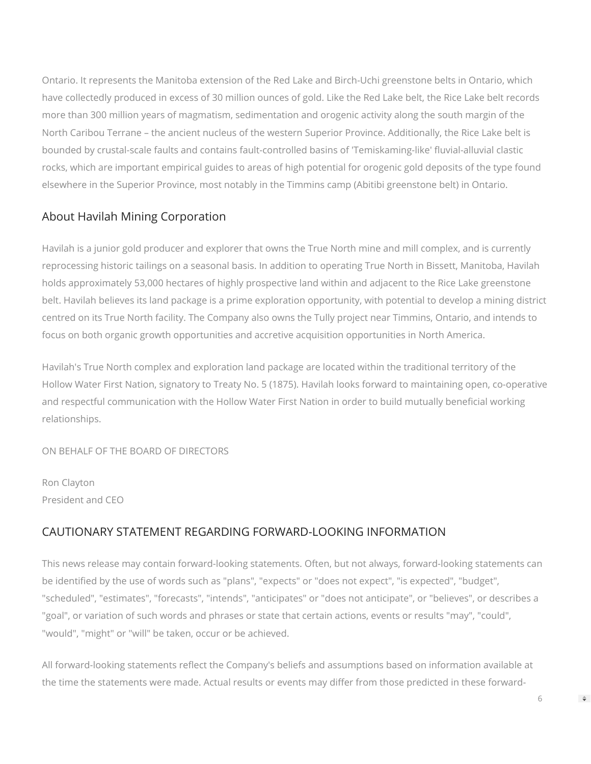Ontario. It represents the Manitoba extension of the Red Lake and Birch-Uchi greenstone belts in Ontario, which have collectedly produced in excess of 30 million ounces of gold. Like the Red Lake belt, the Rice Lake belt records more than 300 million years of magmatism, sedimentation and orogenic activity along the south margin of the North Caribou Terrane – the ancient nucleus of the western Superior Province. Additionally, the Rice Lake belt is bounded by crustal-scale faults and contains fault-controlled basins of 'Temiskaming-like' fluvial-alluvial clastic rocks, which are important empirical guides to areas of high potential for orogenic gold deposits of the type found elsewhere in the Superior Province, most notably in the Timmins camp (Abitibi greenstone belt) in Ontario.

## About Havilah Mining Corporation

Havilah is a junior gold producer and explorer that owns the True North mine and mill complex, and is currently reprocessing historic tailings on a seasonal basis. In addition to operating True North in Bissett, Manitoba, Havilah holds approximately 53,000 hectares of highly prospective land within and adjacent to the Rice Lake greenstone belt. Havilah believes its land package is a prime exploration opportunity, with potential to develop a mining district centred on its True North facility. The Company also owns the Tully project near Timmins, Ontario, and intends to focus on both organic growth opportunities and accretive acquisition opportunities in North America.

Havilah's True North complex and exploration land package are located within the traditional territory of the Hollow Water First Nation, signatory to Treaty No. 5 (1875). Havilah looks forward to maintaining open, co-operative and respectful communication with the Hollow Water First Nation in order to build mutually beneficial working relationships.

ON BEHALF OF THE BOARD OF DIRECTORS

Ron Clayton
President and CEO

## CAUTIONARY STATEMENT REGARDING FORWARD-LOOKING INFORMATION

This news release may contain forward-looking statements. Often, but not always, forward-looking statements can be identified by the use of words such as "plans", "expects" or "does not expect", "is expected", "budget", "scheduled", "estimates", "forecasts", "intends", "anticipates" or "does not anticipate", or "believes", or describes a "goal", or variation of such words and phrases or state that certain actions, events or results "may", "could", "would", "might" or "will" be taken, occur or be achieved.

All forward-looking statements reflect the Company's beliefs and assumptions based on information available at the time the statements were made. Actual results or events may differ from those predicted in these forward-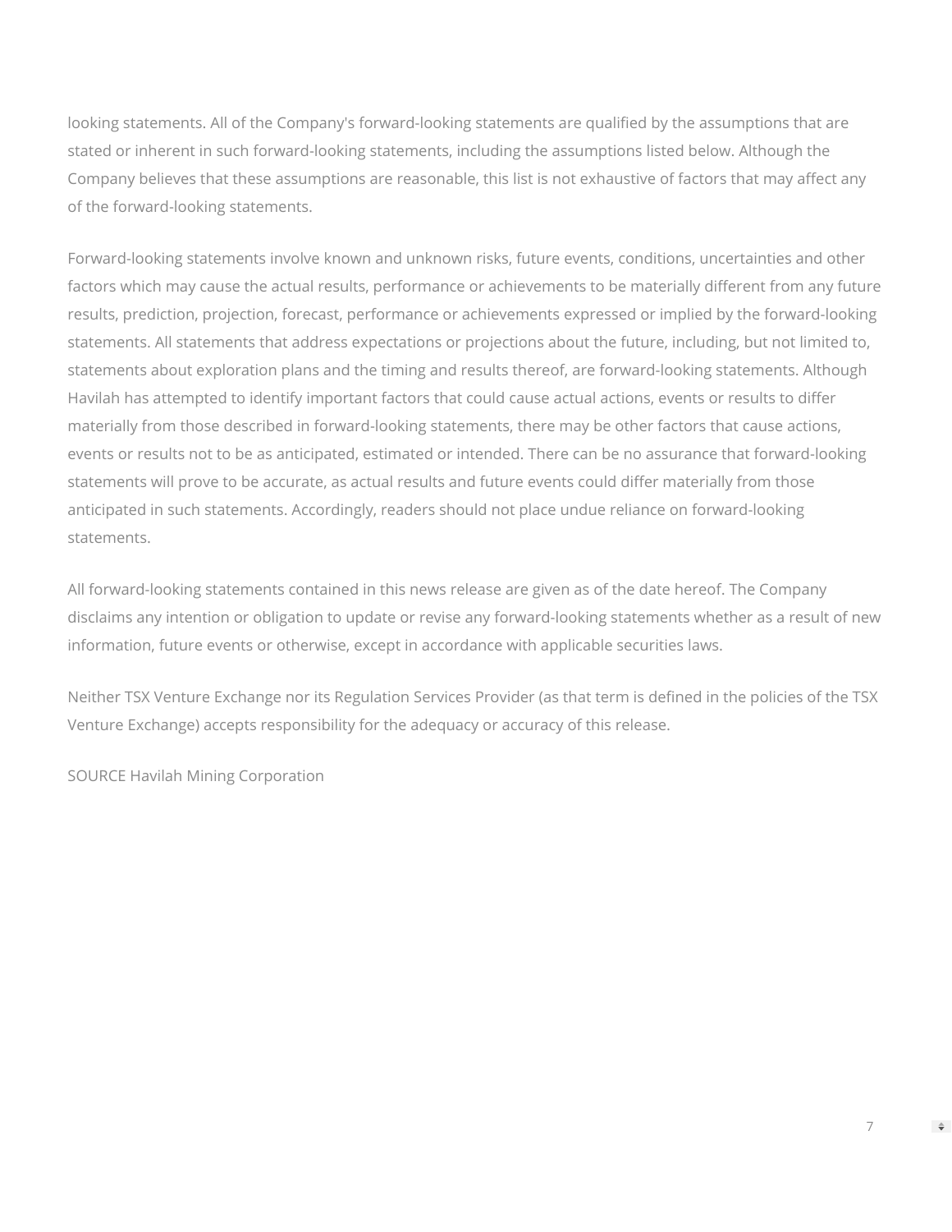looking statements. All of the Company's forward-looking statements are qualified by the assumptions that are stated or inherent in such forward-looking statements, including the assumptions listed below. Although the Company believes that these assumptions are reasonable, this list is not exhaustive of factors that may affect any of the forward-looking statements.

Forward-looking statements involve known and unknown risks, future events, conditions, uncertainties and other factors which may cause the actual results, performance or achievements to be materially different from any future results, prediction, projection, forecast, performance or achievements expressed or implied by the forward-looking statements. All statements that address expectations or projections about the future, including, but not limited to, statements about exploration plans and the timing and results thereof, are forward-looking statements. Although Havilah has attempted to identify important factors that could cause actual actions, events or results to differ materially from those described in forward-looking statements, there may be other factors that cause actions, events or results not to be as anticipated, estimated or intended. There can be no assurance that forward-looking statements will prove to be accurate, as actual results and future events could differ materially from those anticipated in such statements. Accordingly, readers should not place undue reliance on forward-looking statements.

All forward-looking statements contained in this news release are given as of the date hereof. The Company disclaims any intention or obligation to update or revise any forward-looking statements whether as a result of new information, future events or otherwise, except in accordance with applicable securities laws.

Neither TSX Venture Exchange nor its Regulation Services Provider (as that term is defined in the policies of the TSX Venture Exchange) accepts responsibility for the adequacy or accuracy of this release.

SOURCE Havilah Mining Corporation